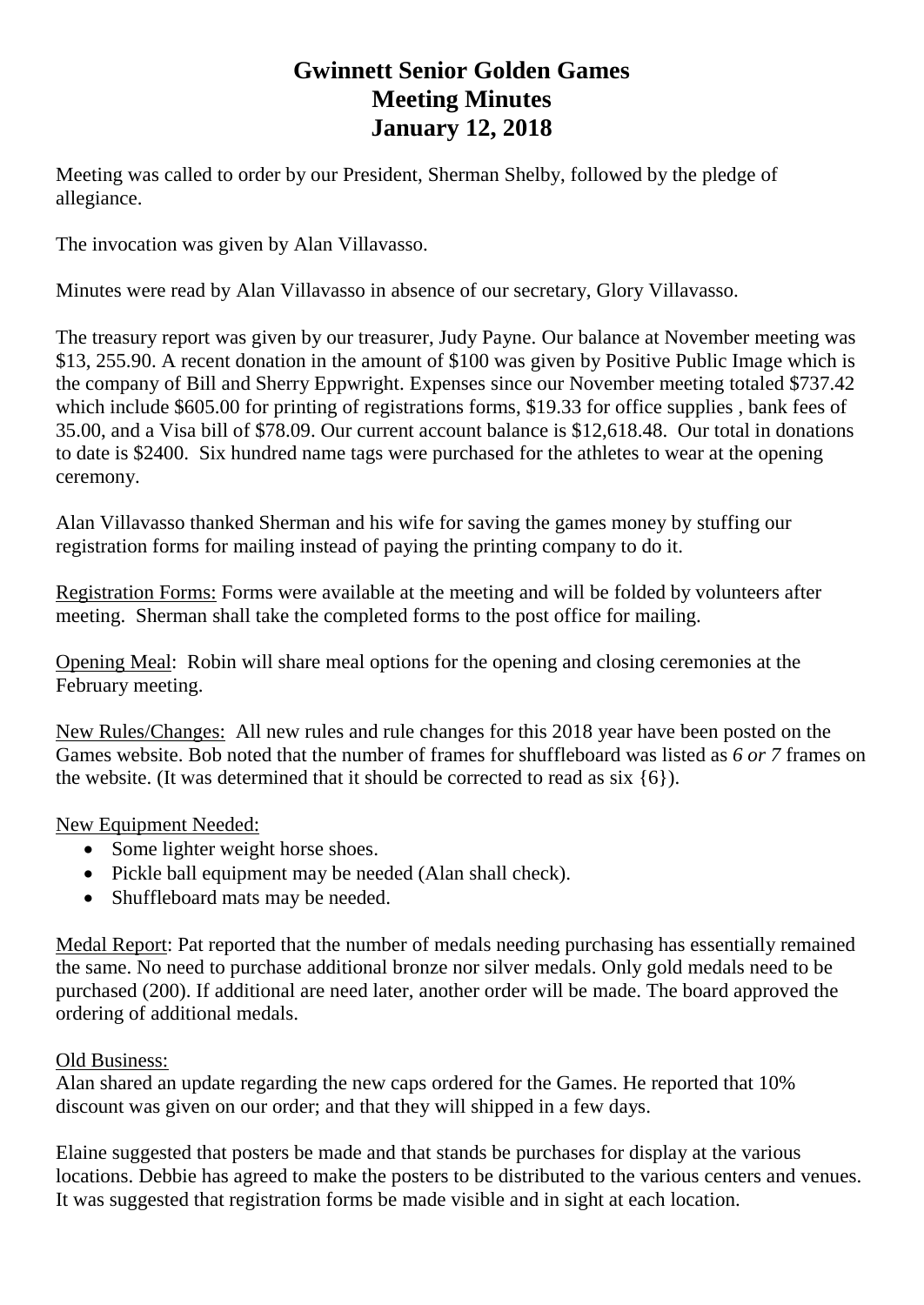# Gwinnett Senior Golden Games
# Meeting Minutes
# January 12, 2018

Meeting was called to order by our President, Sherman Shelby, followed by the pledge of allegiance.

The invocation was given by Alan Villavasso.

Minutes were read by Alan Villavasso in absence of our secretary, Glory Villavasso.

The treasury report was given by our treasurer, Judy Payne. Our balance at November meeting was $13, 255.90. A recent donation in the amount of $100 was given by Positive Public Image which is the company of Bill and Sherry Eppwright. Expenses since our November meeting totaled $737.42 which include $605.00 for printing of registrations forms, $19.33 for office supplies , bank fees of 35.00, and a Visa bill of $78.09. Our current account balance is $12,618.48. Our total in donations to date is $2400. Six hundred name tags were purchased for the athletes to wear at the opening ceremony.

Alan Villavasso thanked Sherman and his wife for saving the games money by stuffing our registration forms for mailing instead of paying the printing company to do it.

<u>Registration Forms:</u> Forms were available at the meeting and will be folded by volunteers after meeting. Sherman shall take the completed forms to the post office for mailing.

<u>Opening Meal</u>: Robin will share meal options for the opening and closing ceremonies at the February meeting.

<u>New Rules/Changes:</u> All new rules and rule changes for this 2018 year have been posted on the Games website. Bob noted that the number of frames for shuffleboard was listed as *6 or 7* frames on the website. (It was determined that it should be corrected to read as six {6}).

<u>New Equipment Needed:</u>

- Some lighter weight horse shoes.
- Pickle ball equipment may be needed (Alan shall check).
- Shuffleboard mats may be needed.

<u>Medal Report</u>: Pat reported that the number of medals needing purchasing has essentially remained the same. No need to purchase additional bronze nor silver medals. Only gold medals need to be purchased (200). If additional are need later, another order will be made. The board approved the ordering of additional medals.

<u>Old Business:</u>
Alan shared an update regarding the new caps ordered for the Games. He reported that 10% discount was given on our order; and that they will shipped in a few days.

Elaine suggested that posters be made and that stands be purchases for display at the various locations. Debbie has agreed to make the posters to be distributed to the various centers and venues. It was suggested that registration forms be made visible and in sight at each location.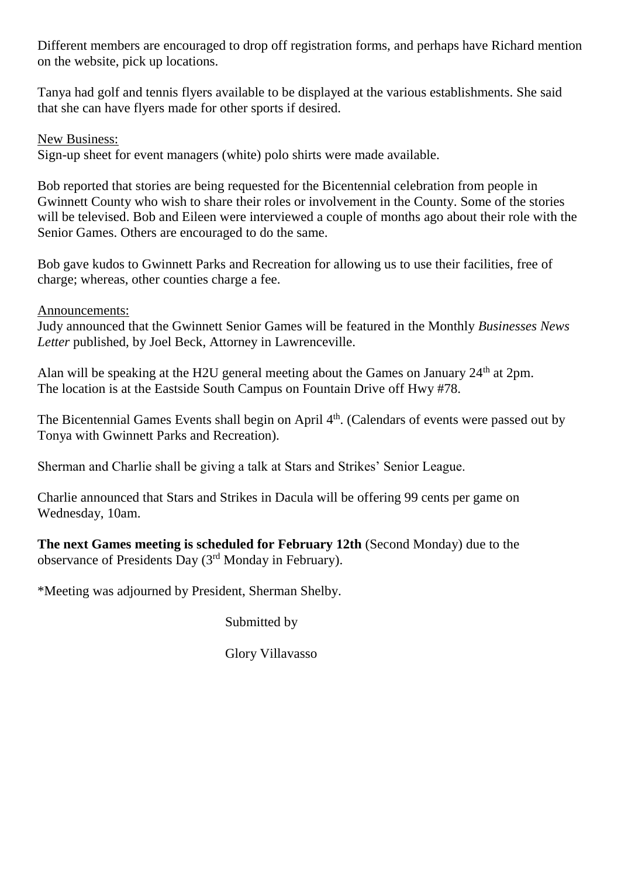Different members are encouraged to drop off registration forms, and perhaps have Richard mention on the website, pick up locations.

Tanya had golf and tennis flyers available to be displayed at the various establishments. She said that she can have flyers made for other sports if desired.

New Business:

Sign-up sheet for event managers (white) polo shirts were made available.

Bob reported that stories are being requested for the Bicentennial celebration from people in Gwinnett County who wish to share their roles or involvement in the County. Some of the stories will be televised. Bob and Eileen were interviewed a couple of months ago about their role with the Senior Games. Others are encouraged to do the same.

Bob gave kudos to Gwinnett Parks and Recreation for allowing us to use their facilities, free of charge; whereas, other counties charge a fee.

Announcements:

Judy announced that the Gwinnett Senior Games will be featured in the Monthly *Businesses News Letter* published, by Joel Beck, Attorney in Lawrenceville.

Alan will be speaking at the H2U general meeting about the Games on January 24th at 2pm. The location is at the Eastside South Campus on Fountain Drive off Hwy #78.

The Bicentennial Games Events shall begin on April 4th. (Calendars of events were passed out by Tonya with Gwinnett Parks and Recreation).

Sherman and Charlie shall be giving a talk at Stars and Strikes' Senior League.

Charlie announced that Stars and Strikes in Dacula will be offering 99 cents per game on Wednesday, 10am.

**The next Games meeting is scheduled for February 12th** (Second Monday) due to the observance of Presidents Day (3rd Monday in February).

*Meeting was adjourned by President, Sherman Shelby.

Submitted by

Glory Villavasso